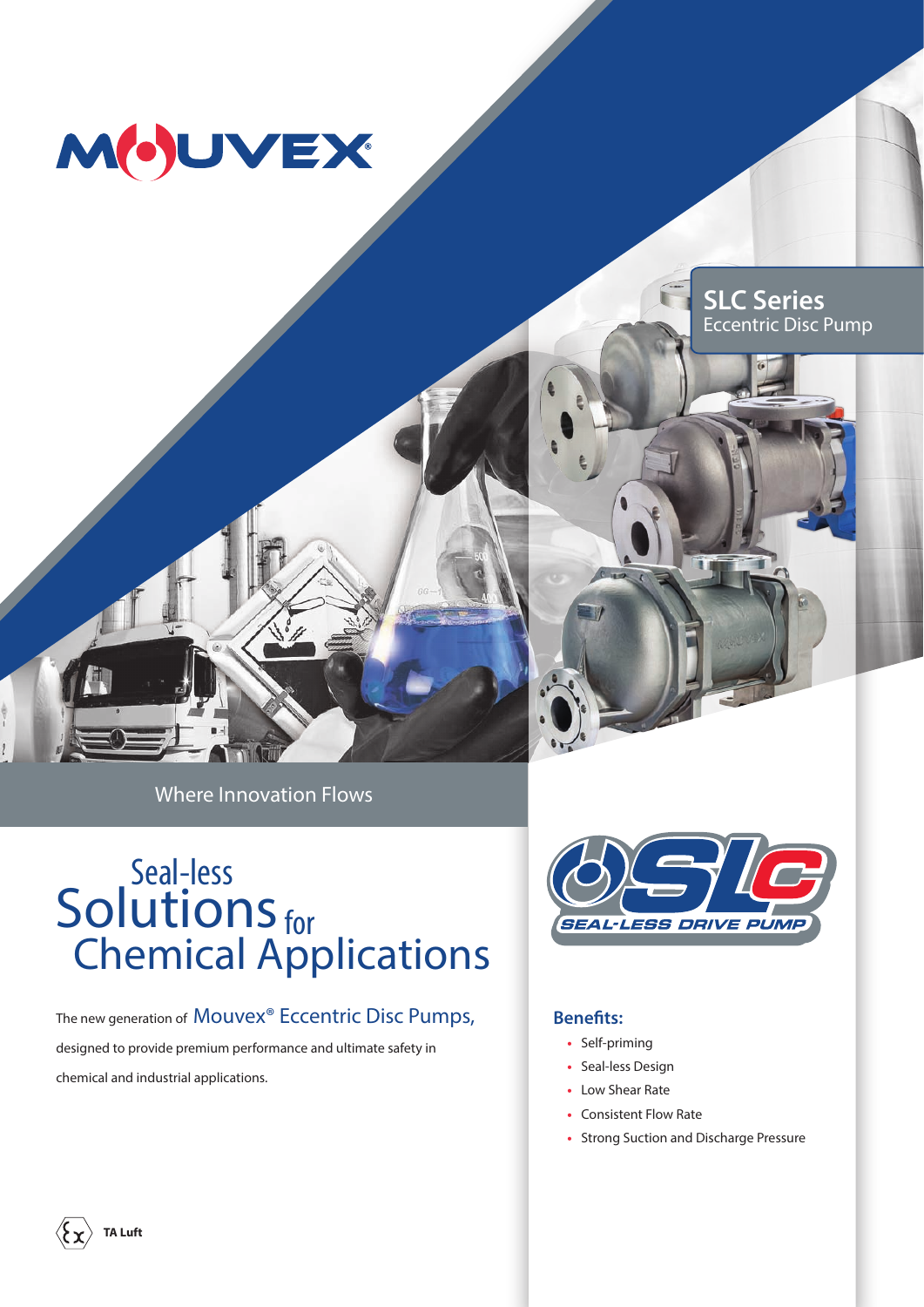MOUVEX®

## SLC Series
Eccentric Disc Pump

Where Innovation Flows

# Seal-less Solutions for Chemical Applications

The new generation of **Mouvex® Eccentric Disc Pumps,** designed to provide premium performance and ultimate safety in chemical and industrial applications.

SLC SEAL-LESS DRIVE PUMP

### Benefits:

- Self-priming
- Seal-less Design
- Low Shear Rate
- Consistent Flow Rate
- Strong Suction and Discharge Pressure

**TA Luft**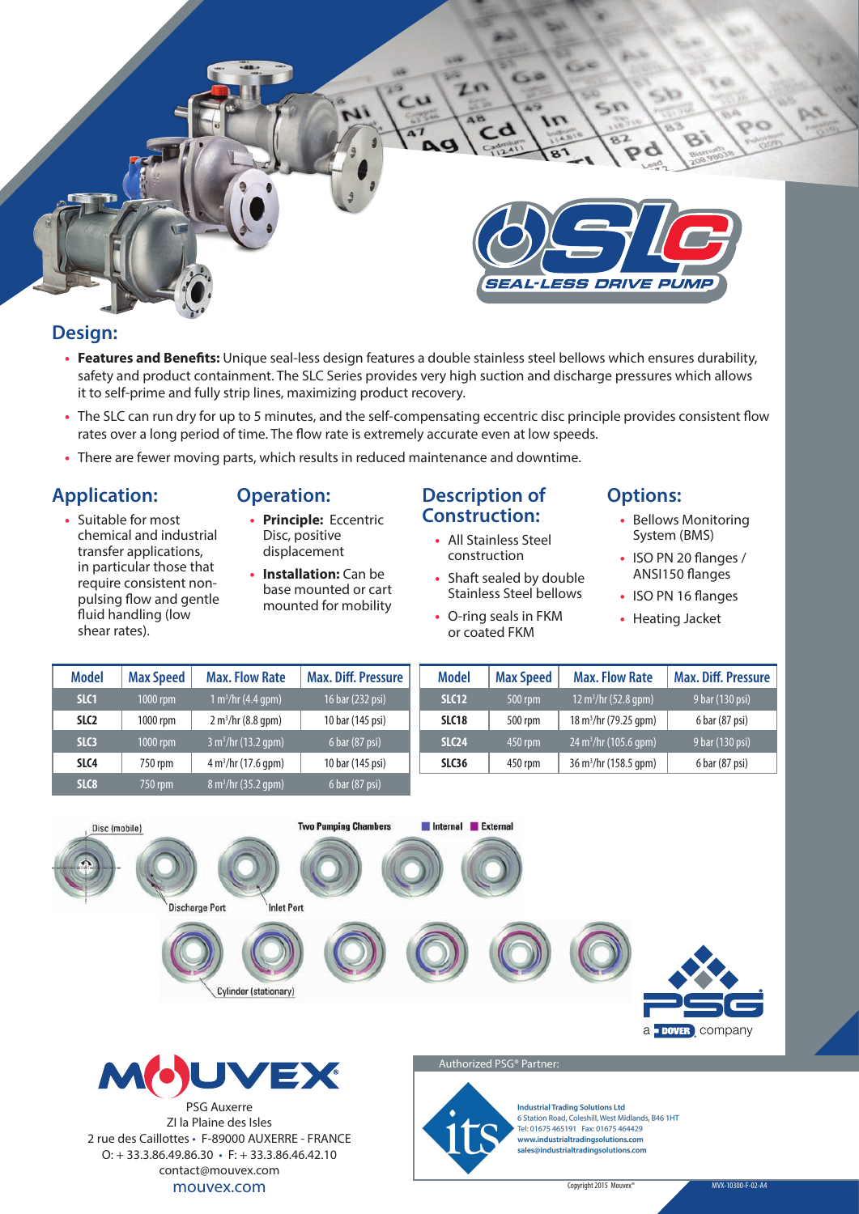SLC SEAL-LESS DRIVE PUMP

## Design:

- **Features and Benefits:** Unique seal-less design features a double stainless steel bellows which ensures durability, safety and product containment. The SLC Series provides very high suction and discharge pressures which allows it to self-prime and fully strip lines, maximizing product recovery.
- The SLC can run dry for up to 5 minutes, and the self-compensating eccentric disc principle provides consistent flow rates over a long period of time. The flow rate is extremely accurate even at low speeds.
- There are fewer moving parts, which results in reduced maintenance and downtime.

## Application:

- Suitable for most chemical and industrial transfer applications, in particular those that require consistent non-pulsing flow and gentle fluid handling (low shear rates).

## Operation:

- **Principle:** Eccentric Disc, positive displacement
- **Installation:** Can be base mounted or cart mounted for mobility

## Description of Construction:

- All Stainless Steel construction
- Shaft sealed by double Stainless Steel bellows
- O-ring seals in FKM or coated FKM

## Options:

- Bellows Monitoring System (BMS)
- ISO PN 20 flanges / ANSI150 flanges
- ISO PN 16 flanges
- Heating Jacket

| Model | Max Speed | Max. Flow Rate | Max. Diff. Pressure |
|---|---|---|---|
| SLC1 | 1000 rpm | 1 $m^3$/hr (4.4 gpm) | 16 bar (232 psi) |
| SLC2 | 1000 rpm | 2 $m^3$/hr (8.8 gpm) | 10 bar (145 psi) |
| SLC3 | 1000 rpm | 3 $m^3$/hr (13.2 gpm) | 6 bar (87 psi) |
| SLC4 | 750 rpm | 4 $m^3$/hr (17.6 gpm) | 10 bar (145 psi) |
| SLC8 | 750 rpm | 8 $m^3$/hr (35.2 gpm) | 6 bar (87 psi) |
| SLC12 | 500 rpm | 12 $m^3$/hr (52.8 gpm) | 9 bar (130 psi) |
| SLC18 | 500 rpm | 18 $m^3$/hr (79.25 gpm) | 6 bar (87 psi) |
| SLC24 | 450 rpm | 24 $m^3$/hr (105.6 gpm) | 9 bar (130 psi) |
| SLC36 | 450 rpm | 36 $m^3$/hr (158.5 gpm) | 6 bar (87 psi) |

Disc (mobile)
Two Pumping Chambers
Internal
External
Discharge Port
Inlet Port
Cylinder (stationary)

PSG a DOVER company

MOUVEX

PSG Auxerre
ZI la Plaine des Isles
2 rue des Caillottes • F-89000 AUXERRE - FRANCE
O: + 33.3.86.49.86.30 • F: + 33.3.86.46.42.10
contact@mouvex.com
mouvex.com

Authorized PSG® Partner:

**Industrial Trading Solutions Ltd**
6 Station Road, Coleshill, West Midlands, B46 1HT
Tel: 01675 465191 Fax: 01675 464429
**www.industrialtradingsolutions.com**
**sales@industrialtradingsolutions.com**

Copyright 2015 Mouvex®

MVX-10300-F-02-A4